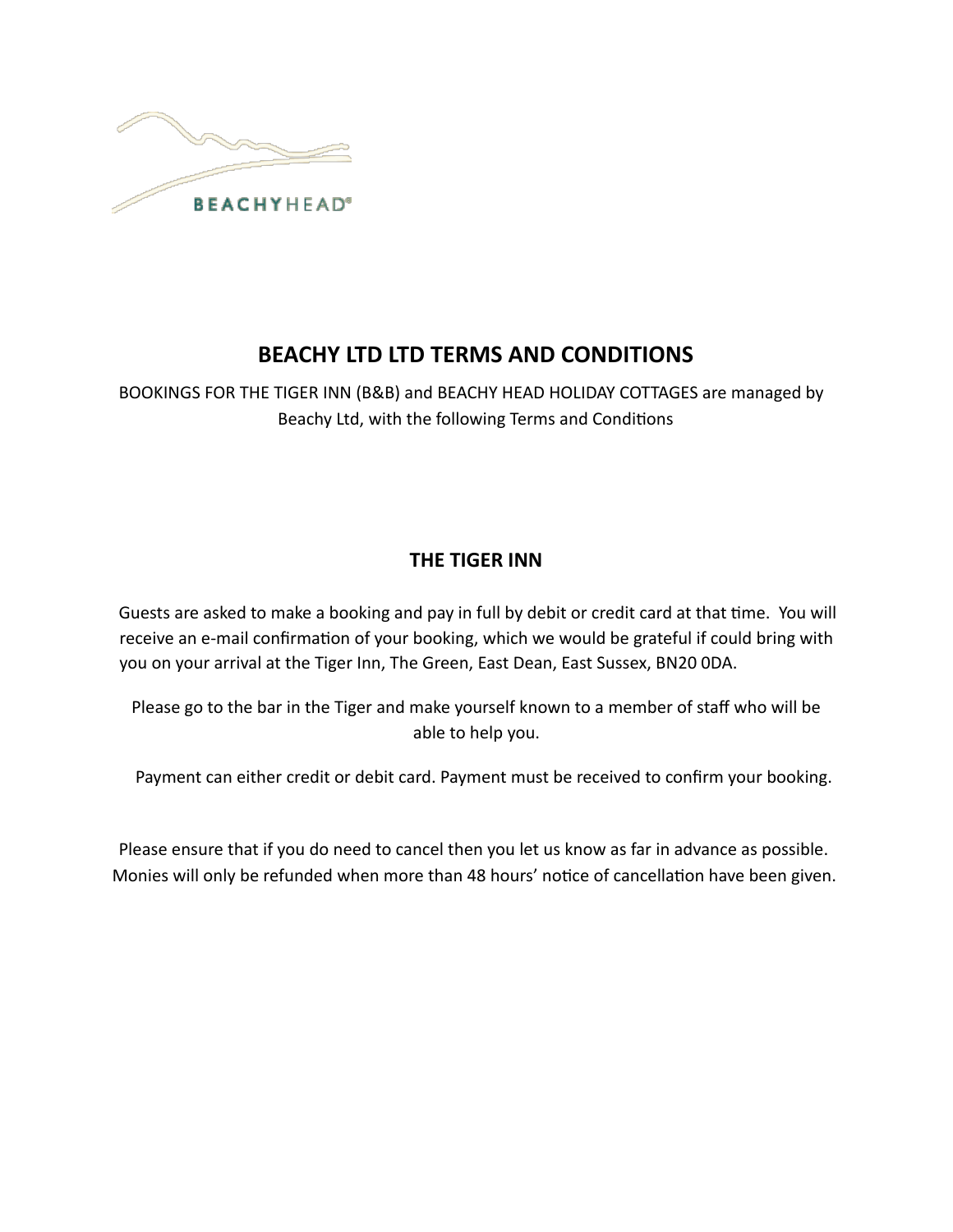BEACHYHEAD®

## BEACHY LTD LTD TERMS AND CONDITIONS

BOOKINGS FOR THE TIGER INN (B&B) and BEACHY HEAD HOLIDAY COTTAGES are managed by Beachy Ltd, with the following Terms and Conditions

### THE TIGER INN

Guests are asked to make a booking and pay in full by debit or credit card at that time. You will receive an e-mail confirmation of your booking, which we would be grateful if could bring with you on your arrival at the Tiger Inn, The Green, East Dean, East Sussex, BN20 0DA.

Please go to the bar in the Tiger and make yourself known to a member of staff who will be able to help you.

Payment can either credit or debit card. Payment must be received to confirm your booking.

Please ensure that if you do need to cancel then you let us know as far in advance as possible. Monies will only be refunded when more than 48 hours' notice of cancellation have been given.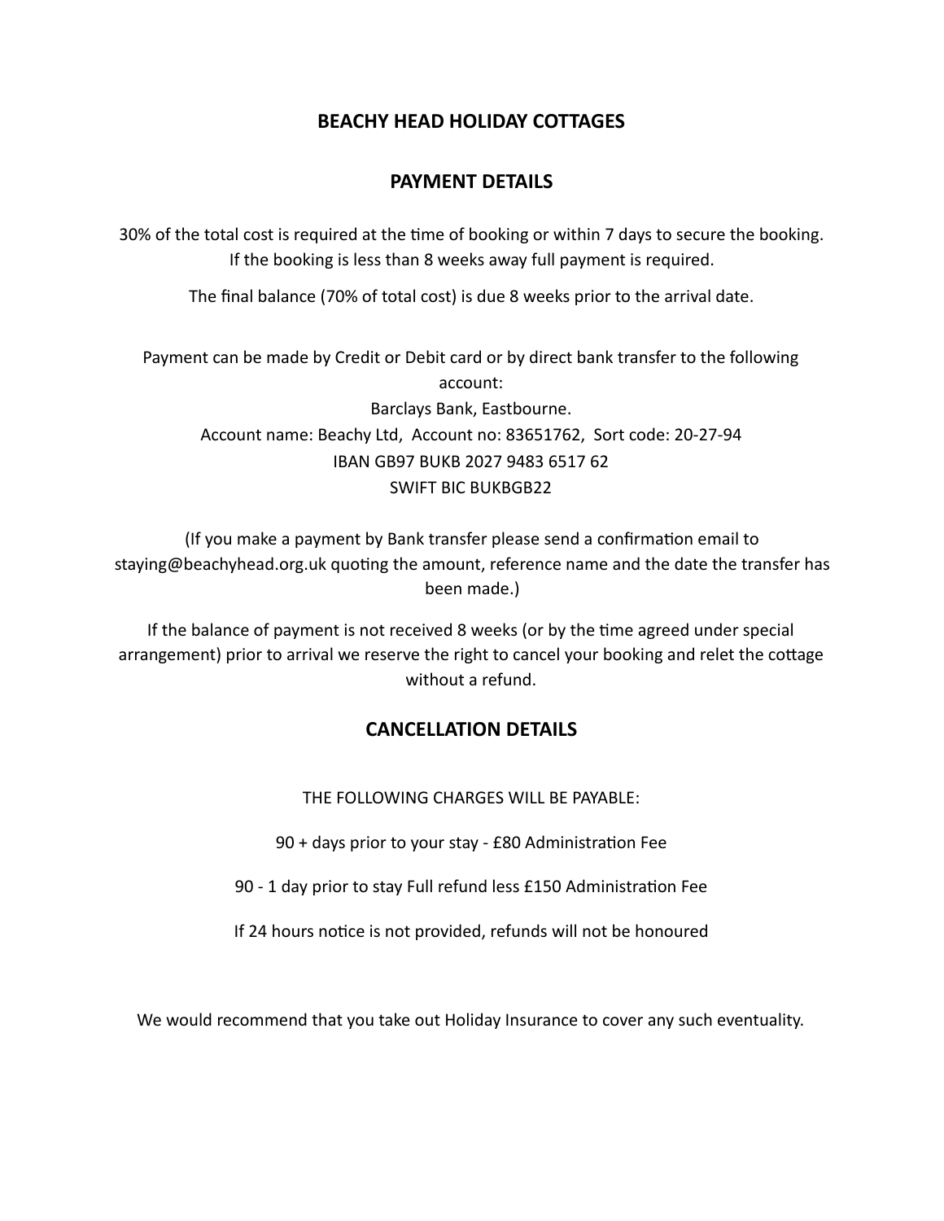## BEACHY HEAD HOLIDAY COTTAGES

## PAYMENT DETAILS

30% of the total cost is required at the time of booking or within 7 days to secure the booking. If the booking is less than 8 weeks away full payment is required.

The final balance (70% of total cost) is due 8 weeks prior to the arrival date.

Payment can be made by Credit or Debit card or by direct bank transfer to the following account:
Barclays Bank, Eastbourne.
Account name: Beachy Ltd, Account no: 83651762, Sort code: 20-27-94
IBAN GB97 BUKB 2027 9483 6517 62
SWIFT BIC BUKBGB22

(If you make a payment by Bank transfer please send a confirmation email to staying@beachyhead.org.uk quoting the amount, reference name and the date the transfer has been made.)

If the balance of payment is not received 8 weeks (or by the time agreed under special arrangement) prior to arrival we reserve the right to cancel your booking and relet the cottage without a refund.

## CANCELLATION DETAILS

THE FOLLOWING CHARGES WILL BE PAYABLE:

90 + days prior to your stay - £80 Administration Fee

90 - 1 day prior to stay Full refund less £150 Administration Fee

If 24 hours notice is not provided, refunds will not be honoured

We would recommend that you take out Holiday Insurance to cover any such eventuality.